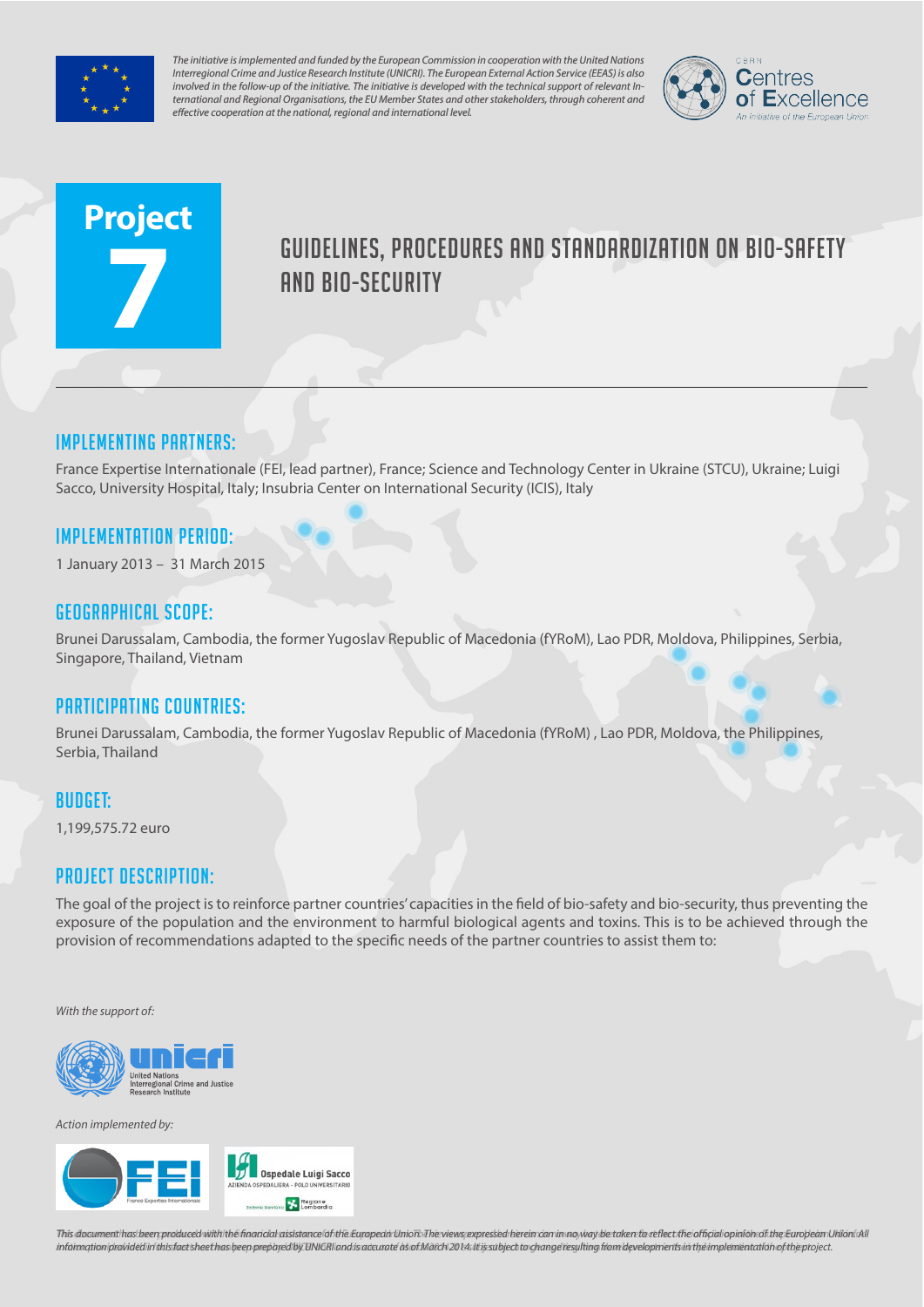*The initiative is implemented and funded by the European Commission in cooperation with the United Nations Interregional Crime and Justice Research Institute (UNICRI). The European External Action Service (EEAS) is also involved in the follow-up of the initiative. The initiative is developed with the technical support of relevant International and Regional Organisations, the EU Member States and other stakeholders, through coherent and effective cooperation at the national, regional and international level.*

CBRN Centres of Excellence
An initiative of the European Union

# Project 7

# GUIDELINES, PROCEDURES AND STANDARDIZATION ON BIO-SAFETY AND BIO-SECURITY

## IMPLEMENTING PARTNERS:

France Expertise Internationale (FEI, lead partner), France; Science and Technology Center in Ukraine (STCU), Ukraine; Luigi Sacco, University Hospital, Italy; Insubria Center on International Security (ICIS), Italy

## IMPLEMENTATION PERIOD:

1 January 2013 – 31 March 2015

## GEOGRAPHICAL SCOPE:

Brunei Darussalam, Cambodia, the former Yugoslav Republic of Macedonia (fYRoM), Lao PDR, Moldova, Philippines, Serbia, Singapore, Thailand, Vietnam

## PARTICIPATING COUNTRIES:

Brunei Darussalam, Cambodia, the former Yugoslav Republic of Macedonia (fYRoM) , Lao PDR, Moldova, the Philippines, Serbia, Thailand

## BUDGET:

1,199,575.72 euro

## PROJECT DESCRIPTION:

The goal of the project is to reinforce partner countries' capacities in the field of bio-safety and bio-security, thus preventing the exposure of the population and the environment to harmful biological agents and toxins. This is to be achieved through the provision of recommendations adapted to the specific needs of the partner countries to assist them to:

*With the support of:*

unicri
United Nations
Interregional Crime and Justice
Research Institute

*Action implemented by:*

FEI
France Expertise Internationale

Ospedale Luigi Sacco
AZIENDA OSPEDALIERA - POLO UNIVERSITARIO
Regione Lombardia

*This document has been produced with the financial assistance of the European Union. The views expressed herein can in no way be taken to reflect the official opinion of the European Union. All information provided in this fact sheet has been prepared by UNICRI and is accurate as of March 2014. It is subject to change resulting from developments in the implementation of the project.*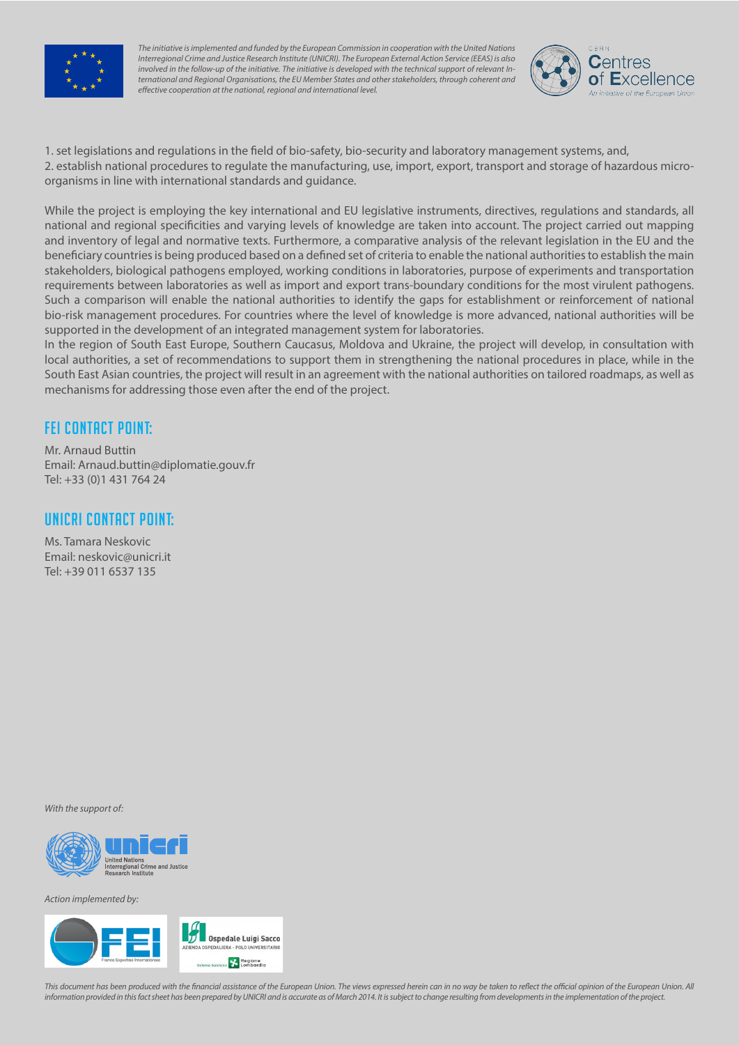*The initiative is implemented and funded by the European Commission in cooperation with the United Nations Interregional Crime and Justice Research Institute (UNICRI). The European External Action Service (EEAS) is also involved in the follow-up of the initiative. The initiative is developed with the technical support of relevant International and Regional Organisations, the EU Member States and other stakeholders, through coherent and effective cooperation at the national, regional and international level.*

1. set legislations and regulations in the field of bio-safety, bio-security and laboratory management systems, and,
2. establish national procedures to regulate the manufacturing, use, import, export, transport and storage of hazardous micro-organisms in line with international standards and guidance.

While the project is employing the key international and EU legislative instruments, directives, regulations and standards, all national and regional specificities and varying levels of knowledge are taken into account. The project carried out mapping and inventory of legal and normative texts. Furthermore, a comparative analysis of the relevant legislation in the EU and the beneficiary countries is being produced based on a defined set of criteria to enable the national authorities to establish the main stakeholders, biological pathogens employed, working conditions in laboratories, purpose of experiments and transportation requirements between laboratories as well as import and export trans-boundary conditions for the most virulent pathogens. Such a comparison will enable the national authorities to identify the gaps for establishment or reinforcement of national bio-risk management procedures. For countries where the level of knowledge is more advanced, national authorities will be supported in the development of an integrated management system for laboratories.
In the region of South East Europe, Southern Caucasus, Moldova and Ukraine, the project will develop, in consultation with local authorities, a set of recommendations to support them in strengthening the national procedures in place, while in the South East Asian countries, the project will result in an agreement with the national authorities on tailored roadmaps, as well as mechanisms for addressing those even after the end of the project.

## FEI CONTACT POINT:

Mr. Arnaud Buttin
Email: Arnaud.buttin@diplomatie.gouv.fr
Tel: +33 (0)1 431 764 24

## UNICRI CONTACT POINT:

Ms. Tamara Neskovic
Email: neskovic@unicri.it
Tel: +39 011 6537 135

*With the support of:*

*Action implemented by:*

*This document has been produced with the financial assistance of the European Union. The views expressed herein can in no way be taken to reflect the official opinion of the European Union. All information provided in this fact sheet has been prepared by UNICRI and is accurate as of March 2014. It is subject to change resulting from developments in the implementation of the project.*